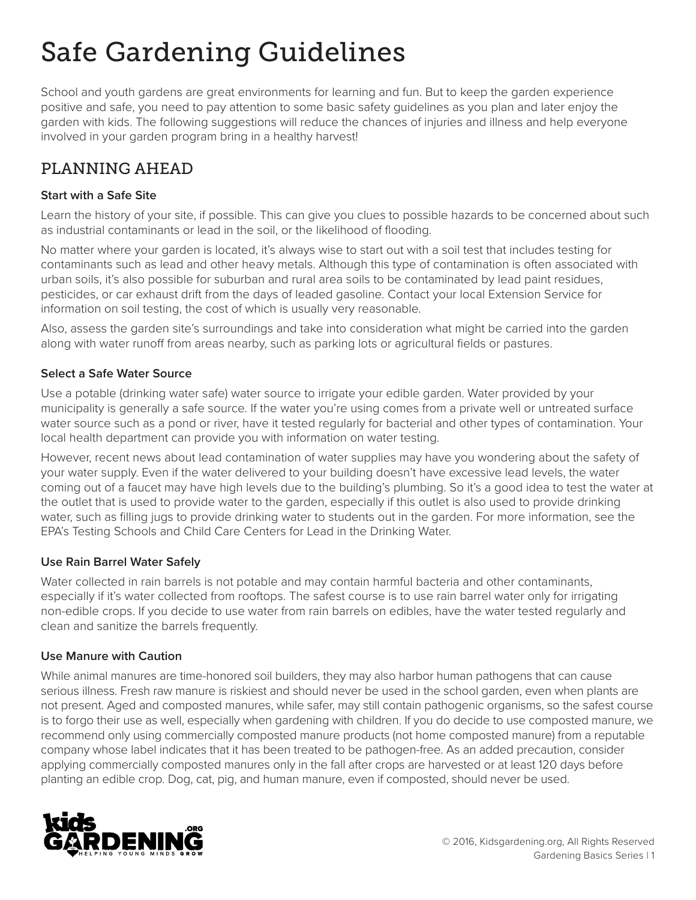# Safe Gardening Guidelines

School and youth gardens are great environments for learning and fun. But to keep the garden experience positive and safe, you need to pay attention to some basic safety guidelines as you plan and later enjoy the garden with kids. The following suggestions will reduce the chances of injuries and illness and help everyone involved in your garden program bring in a healthy harvest!

## PLANNING AHEAD

### Start with a Safe Site

Learn the history of your site, if possible. This can give you clues to possible hazards to be concerned about such as industrial contaminants or lead in the soil, or the likelihood of flooding.

No matter where your garden is located, it's always wise to start out with a soil test that includes testing for contaminants such as lead and other heavy metals. Although this type of contamination is often associated with urban soils, it's also possible for suburban and rural area soils to be contaminated by lead paint residues, pesticides, or car exhaust drift from the days of leaded gasoline. Contact your local Extension Service for information on soil testing, the cost of which is usually very reasonable.

Also, assess the garden site's surroundings and take into consideration what might be carried into the garden along with water runoff from areas nearby, such as parking lots or agricultural fields or pastures.

### Select a Safe Water Source

Use a potable (drinking water safe) water source to irrigate your edible garden. Water provided by your municipality is generally a safe source. If the water you're using comes from a private well or untreated surface water source such as a pond or river, have it tested regularly for bacterial and other types of contamination. Your local health department can provide you with information on water testing.

However, recent news about lead contamination of water supplies may have you wondering about the safety of your water supply. Even if the water delivered to your building doesn't have excessive lead levels, the water coming out of a faucet may have high levels due to the building's plumbing. So it's a good idea to test the water at the outlet that is used to provide water to the garden, especially if this outlet is also used to provide drinking water, such as filling jugs to provide drinking water to students out in the garden. For more information, see the EPA's Testing Schools and Child Care Centers for Lead in the Drinking Water.

### Use Rain Barrel Water Safely

Water collected in rain barrels is not potable and may contain harmful bacteria and other contaminants, especially if it's water collected from rooftops. The safest course is to use rain barrel water only for irrigating non-edible crops. If you decide to use water from rain barrels on edibles, have the water tested regularly and clean and sanitize the barrels frequently.

### Use Manure with Caution

While animal manures are time-honored soil builders, they may also harbor human pathogens that can cause serious illness. Fresh raw manure is riskiest and should never be used in the school garden, even when plants are not present. Aged and composted manures, while safer, may still contain pathogenic organisms, so the safest course is to forgo their use as well, especially when gardening with children. If you do decide to use composted manure, we recommend only using commercially composted manure products (not home composted manure) from a reputable company whose label indicates that it has been treated to be pathogen-free. As an added precaution, consider applying commercially composted manures only in the fall after crops are harvested or at least 120 days before planting an edible crop. Dog, cat, pig, and human manure, even if composted, should never be used.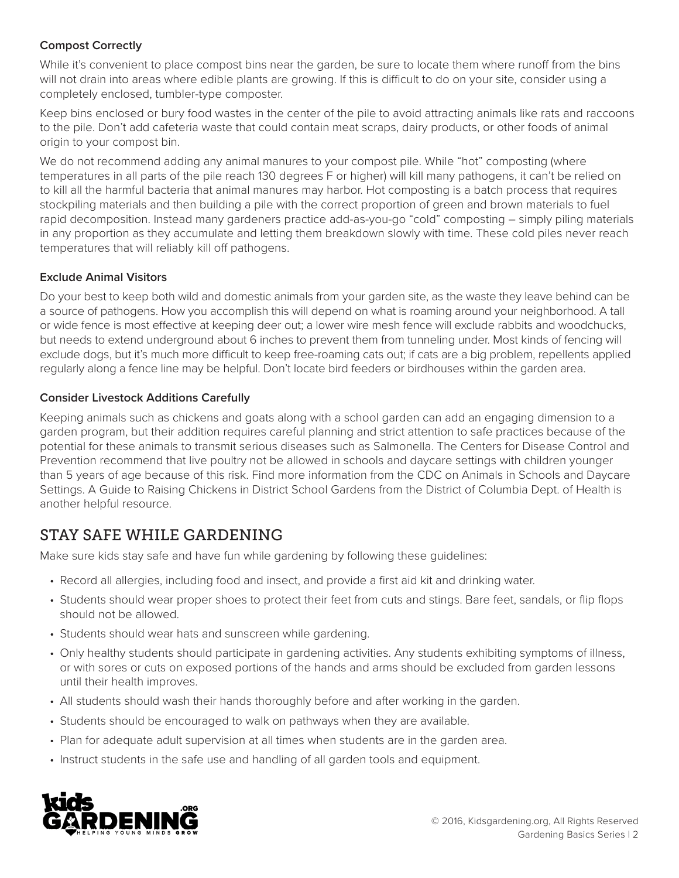### Compost Correctly

While it's convenient to place compost bins near the garden, be sure to locate them where runoff from the bins will not drain into areas where edible plants are growing. If this is difficult to do on your site, consider using a completely enclosed, tumbler-type composter.

Keep bins enclosed or bury food wastes in the center of the pile to avoid attracting animals like rats and raccoons to the pile. Don't add cafeteria waste that could contain meat scraps, dairy products, or other foods of animal origin to your compost bin.

We do not recommend adding any animal manures to your compost pile. While "hot" composting (where temperatures in all parts of the pile reach 130 degrees F or higher) will kill many pathogens, it can't be relied on to kill all the harmful bacteria that animal manures may harbor. Hot composting is a batch process that requires stockpiling materials and then building a pile with the correct proportion of green and brown materials to fuel rapid decomposition. Instead many gardeners practice add-as-you-go "cold" composting – simply piling materials in any proportion as they accumulate and letting them breakdown slowly with time. These cold piles never reach temperatures that will reliably kill off pathogens.

### Exclude Animal Visitors

Do your best to keep both wild and domestic animals from your garden site, as the waste they leave behind can be a source of pathogens. How you accomplish this will depend on what is roaming around your neighborhood. A tall or wide fence is most effective at keeping deer out; a lower wire mesh fence will exclude rabbits and woodchucks, but needs to extend underground about 6 inches to prevent them from tunneling under. Most kinds of fencing will exclude dogs, but it's much more difficult to keep free-roaming cats out; if cats are a big problem, repellents applied regularly along a fence line may be helpful. Don't locate bird feeders or birdhouses within the garden area.

### Consider Livestock Additions Carefully

Keeping animals such as chickens and goats along with a school garden can add an engaging dimension to a garden program, but their addition requires careful planning and strict attention to safe practices because of the potential for these animals to transmit serious diseases such as Salmonella. The Centers for Disease Control and Prevention recommend that live poultry not be allowed in schools and daycare settings with children younger than 5 years of age because of this risk. Find more information from the CDC on Animals in Schools and Daycare Settings. A Guide to Raising Chickens in District School Gardens from the District of Columbia Dept. of Health is another helpful resource.

## STAY SAFE WHILE GARDENING

Make sure kids stay safe and have fun while gardening by following these guidelines:

- Record all allergies, including food and insect, and provide a first aid kit and drinking water.
- Students should wear proper shoes to protect their feet from cuts and stings. Bare feet, sandals, or flip flops should not be allowed.
- Students should wear hats and sunscreen while gardening.
- Only healthy students should participate in gardening activities. Any students exhibiting symptoms of illness, or with sores or cuts on exposed portions of the hands and arms should be excluded from garden lessons until their health improves.
- All students should wash their hands thoroughly before and after working in the garden.
- Students should be encouraged to walk on pathways when they are available.
- Plan for adequate adult supervision at all times when students are in the garden area.
- Instruct students in the safe use and handling of all garden tools and equipment.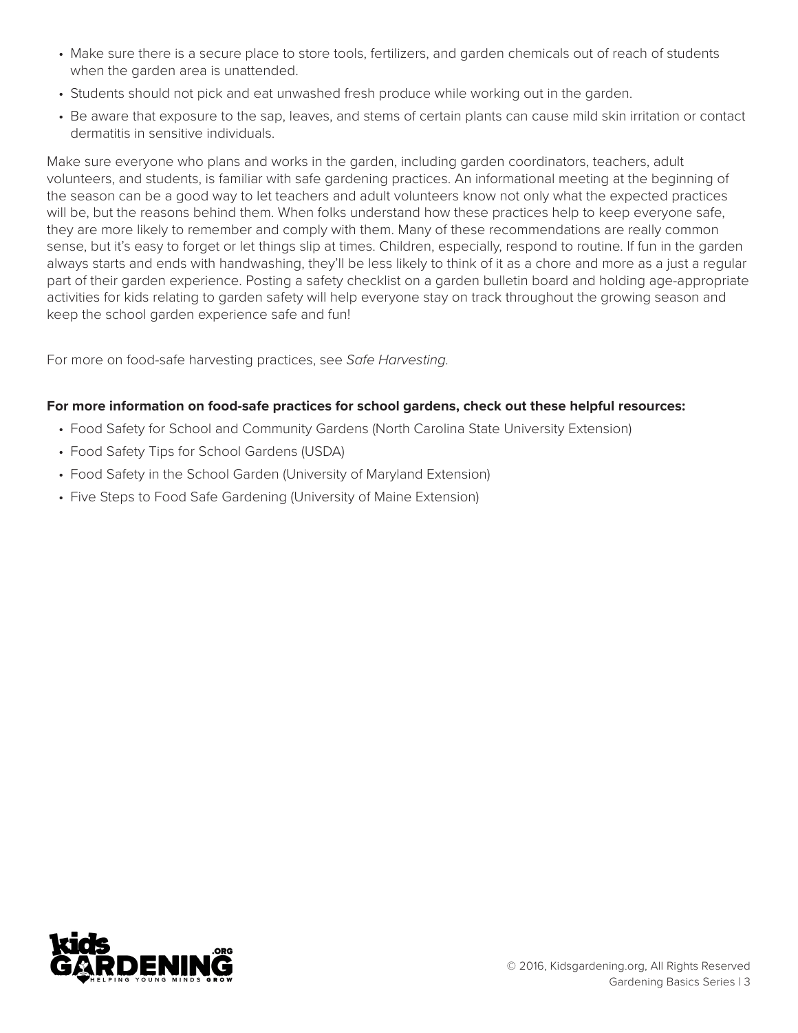- Make sure there is a secure place to store tools, fertilizers, and garden chemicals out of reach of students when the garden area is unattended.
- Students should not pick and eat unwashed fresh produce while working out in the garden.
- Be aware that exposure to the sap, leaves, and stems of certain plants can cause mild skin irritation or contact dermatitis in sensitive individuals.

Make sure everyone who plans and works in the garden, including garden coordinators, teachers, adult volunteers, and students, is familiar with safe gardening practices. An informational meeting at the beginning of the season can be a good way to let teachers and adult volunteers know not only what the expected practices will be, but the reasons behind them. When folks understand how these practices help to keep everyone safe, they are more likely to remember and comply with them. Many of these recommendations are really common sense, but it's easy to forget or let things slip at times. Children, especially, respond to routine. If fun in the garden always starts and ends with handwashing, they'll be less likely to think of it as a chore and more as a just a regular part of their garden experience. Posting a safety checklist on a garden bulletin board and holding age-appropriate activities for kids relating to garden safety will help everyone stay on track throughout the growing season and keep the school garden experience safe and fun!

For more on food-safe harvesting practices, see *Safe Harvesting*.

**For more information on food-safe practices for school gardens, check out these helpful resources:**

- Food Safety for School and Community Gardens (North Carolina State University Extension)
- Food Safety Tips for School Gardens (USDA)
- Food Safety in the School Garden (University of Maryland Extension)
- Five Steps to Food Safe Gardening (University of Maine Extension)

© 2016, Kidsgardening.org, All Rights Reserved